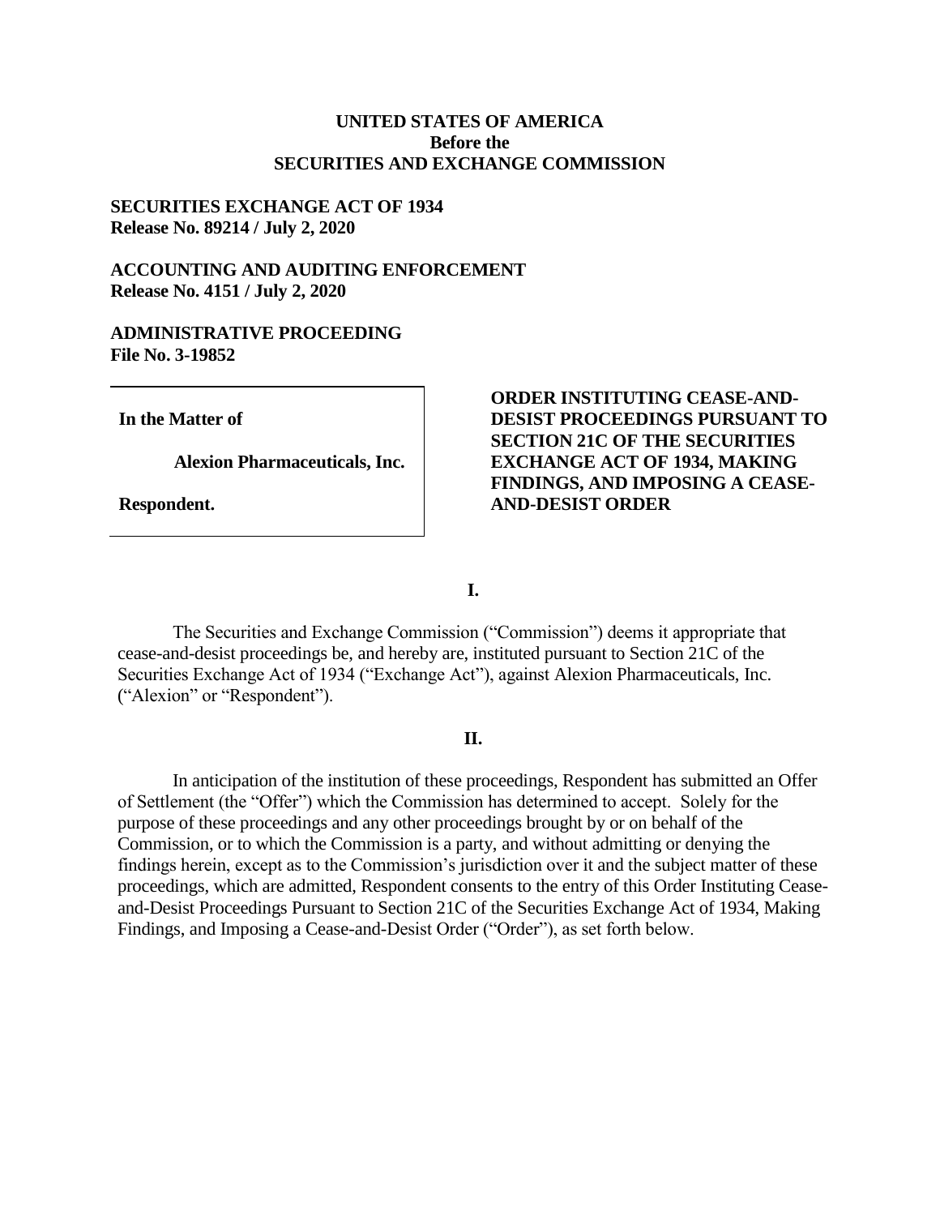**UNITED STATES OF AMERICA**
**Before the**
**SECURITIES AND EXCHANGE COMMISSION**

**SECURITIES EXCHANGE ACT OF 1934**
**Release No. 89214 / July 2, 2020**

**ACCOUNTING AND AUDITING ENFORCEMENT**
**Release No. 4151 / July 2, 2020**

**ADMINISTRATIVE PROCEEDING**
**File No. 3-19852**

| | |
|---|---|
| **In the Matter of**<br><br>**Alexion Pharmaceuticals, Inc.**<br><br>**Respondent.** | **ORDER INSTITUTING CEASE-AND-DESIST PROCEEDINGS PURSUANT TO SECTION 21C OF THE SECURITIES EXCHANGE ACT OF 1934, MAKING FINDINGS, AND IMPOSING A CEASE-AND-DESIST ORDER** |

## I.

The Securities and Exchange Commission ("Commission") deems it appropriate that cease-and-desist proceedings be, and hereby are, instituted pursuant to Section 21C of the Securities Exchange Act of 1934 ("Exchange Act"), against Alexion Pharmaceuticals, Inc. ("Alexion" or "Respondent").

## II.

In anticipation of the institution of these proceedings, Respondent has submitted an Offer of Settlement (the "Offer") which the Commission has determined to accept. Solely for the purpose of these proceedings and any other proceedings brought by or on behalf of the Commission, or to which the Commission is a party, and without admitting or denying the findings herein, except as to the Commission's jurisdiction over it and the subject matter of these proceedings, which are admitted, Respondent consents to the entry of this Order Instituting Cease-and-Desist Proceedings Pursuant to Section 21C of the Securities Exchange Act of 1934, Making Findings, and Imposing a Cease-and-Desist Order ("Order"), as set forth below.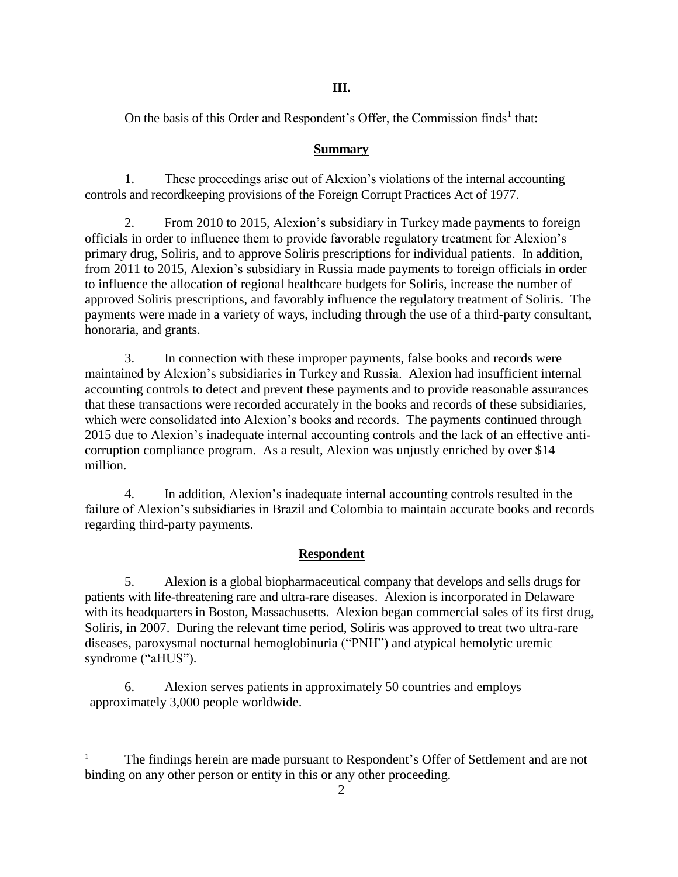## III.

On the basis of this Order and Respondent's Offer, the Commission finds[1] that:

### Summary

1. These proceedings arise out of Alexion's violations of the internal accounting controls and recordkeeping provisions of the Foreign Corrupt Practices Act of 1977.

2. From 2010 to 2015, Alexion's subsidiary in Turkey made payments to foreign officials in order to influence them to provide favorable regulatory treatment for Alexion's primary drug, Soliris, and to approve Soliris prescriptions for individual patients. In addition, from 2011 to 2015, Alexion's subsidiary in Russia made payments to foreign officials in order to influence the allocation of regional healthcare budgets for Soliris, increase the number of approved Soliris prescriptions, and favorably influence the regulatory treatment of Soliris. The payments were made in a variety of ways, including through the use of a third-party consultant, honoraria, and grants.

3. In connection with these improper payments, false books and records were maintained by Alexion's subsidiaries in Turkey and Russia. Alexion had insufficient internal accounting controls to detect and prevent these payments and to provide reasonable assurances that these transactions were recorded accurately in the books and records of these subsidiaries, which were consolidated into Alexion's books and records. The payments continued through 2015 due to Alexion's inadequate internal accounting controls and the lack of an effective anti-corruption compliance program. As a result, Alexion was unjustly enriched by over $14 million.

4. In addition, Alexion's inadequate internal accounting controls resulted in the failure of Alexion's subsidiaries in Brazil and Colombia to maintain accurate books and records regarding third-party payments.

### Respondent

5. Alexion is a global biopharmaceutical company that develops and sells drugs for patients with life-threatening rare and ultra-rare diseases. Alexion is incorporated in Delaware with its headquarters in Boston, Massachusetts. Alexion began commercial sales of its first drug, Soliris, in 2007. During the relevant time period, Soliris was approved to treat two ultra-rare diseases, paroxysmal nocturnal hemoglobinuria ("PNH") and atypical hemolytic uremic syndrome ("aHUS").

6. Alexion serves patients in approximately 50 countries and employs approximately 3,000 people worldwide.

---

[1] The findings herein are made pursuant to Respondent's Offer of Settlement and are not binding on any other person or entity in this or any other proceeding.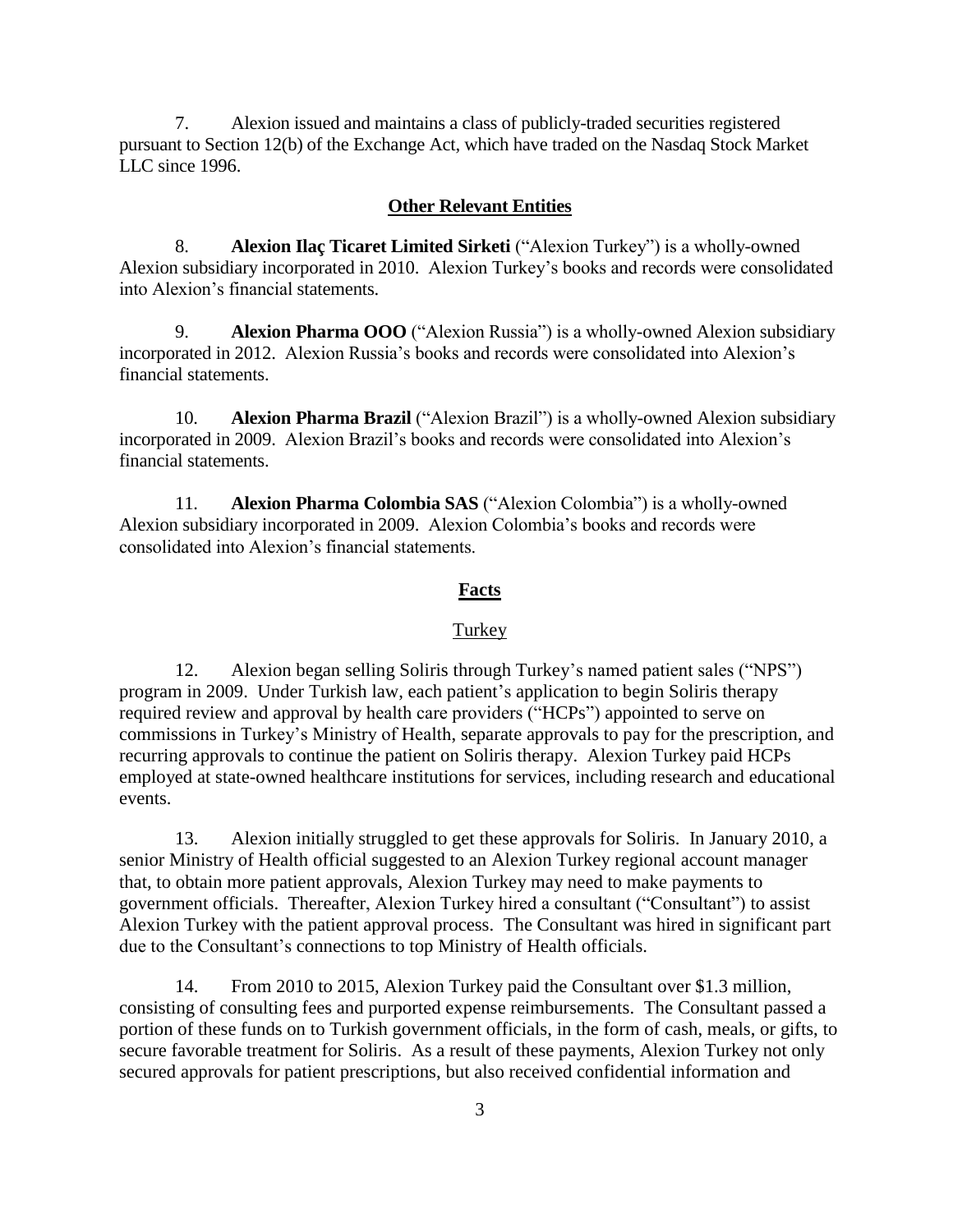7. Alexion issued and maintains a class of publicly-traded securities registered pursuant to Section 12(b) of the Exchange Act, which have traded on the Nasdaq Stock Market LLC since 1996.

## Other Relevant Entities

8. **Alexion Ilaç Ticaret Limited Sirketi** ("Alexion Turkey") is a wholly-owned Alexion subsidiary incorporated in 2010. Alexion Turkey's books and records were consolidated into Alexion's financial statements.

9. **Alexion Pharma OOO** ("Alexion Russia") is a wholly-owned Alexion subsidiary incorporated in 2012. Alexion Russia's books and records were consolidated into Alexion's financial statements.

10. **Alexion Pharma Brazil** ("Alexion Brazil") is a wholly-owned Alexion subsidiary incorporated in 2009. Alexion Brazil's books and records were consolidated into Alexion's financial statements.

11. **Alexion Pharma Colombia SAS** ("Alexion Colombia") is a wholly-owned Alexion subsidiary incorporated in 2009. Alexion Colombia's books and records were consolidated into Alexion's financial statements.

## Facts

### Turkey

12. Alexion began selling Soliris through Turkey's named patient sales ("NPS") program in 2009. Under Turkish law, each patient's application to begin Soliris therapy required review and approval by health care providers ("HCPs") appointed to serve on commissions in Turkey's Ministry of Health, separate approvals to pay for the prescription, and recurring approvals to continue the patient on Soliris therapy. Alexion Turkey paid HCPs employed at state-owned healthcare institutions for services, including research and educational events.

13. Alexion initially struggled to get these approvals for Soliris. In January 2010, a senior Ministry of Health official suggested to an Alexion Turkey regional account manager that, to obtain more patient approvals, Alexion Turkey may need to make payments to government officials. Thereafter, Alexion Turkey hired a consultant ("Consultant") to assist Alexion Turkey with the patient approval process. The Consultant was hired in significant part due to the Consultant's connections to top Ministry of Health officials.

14. From 2010 to 2015, Alexion Turkey paid the Consultant over $1.3 million, consisting of consulting fees and purported expense reimbursements. The Consultant passed a portion of these funds on to Turkish government officials, in the form of cash, meals, or gifts, to secure favorable treatment for Soliris. As a result of these payments, Alexion Turkey not only secured approvals for patient prescriptions, but also received confidential information and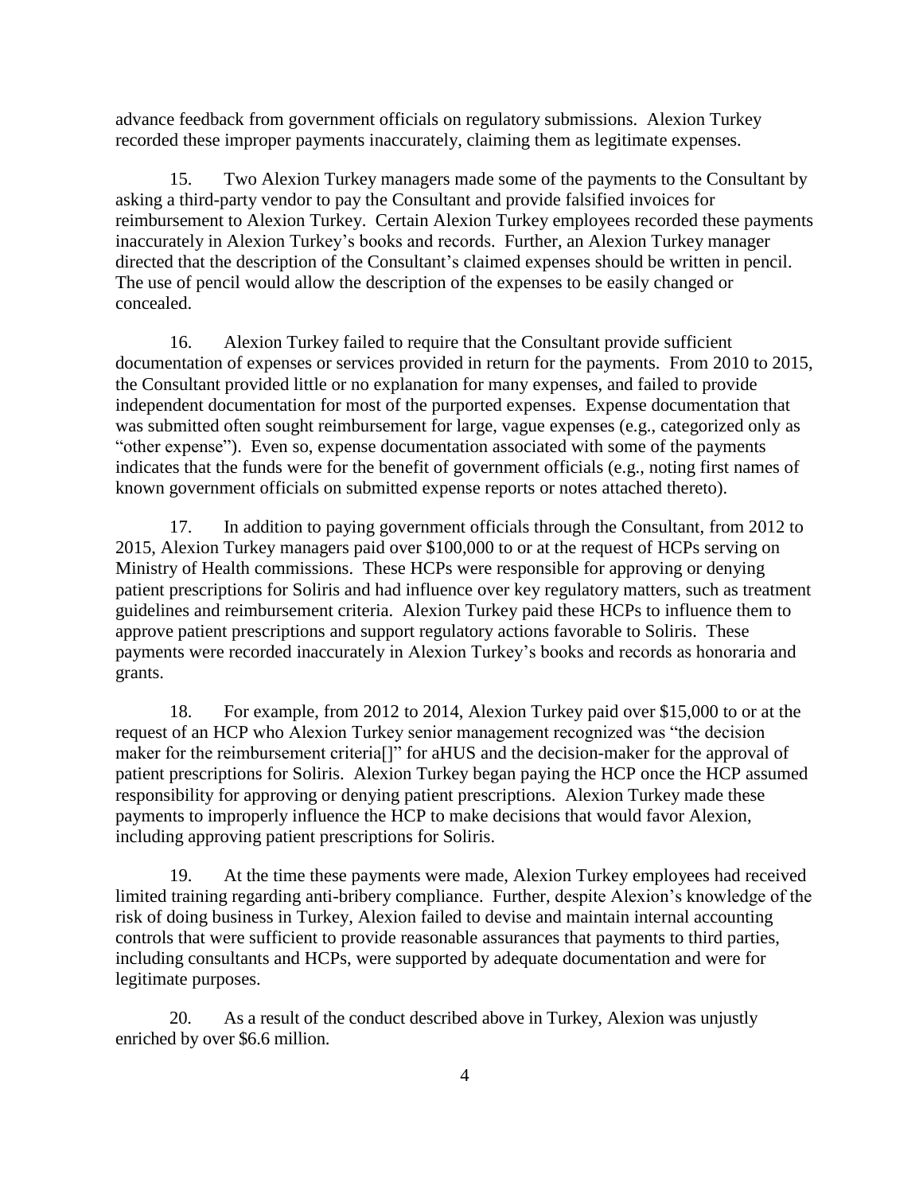advance feedback from government officials on regulatory submissions. Alexion Turkey recorded these improper payments inaccurately, claiming them as legitimate expenses.

15. Two Alexion Turkey managers made some of the payments to the Consultant by asking a third-party vendor to pay the Consultant and provide falsified invoices for reimbursement to Alexion Turkey. Certain Alexion Turkey employees recorded these payments inaccurately in Alexion Turkey's books and records. Further, an Alexion Turkey manager directed that the description of the Consultant's claimed expenses should be written in pencil. The use of pencil would allow the description of the expenses to be easily changed or concealed.

16. Alexion Turkey failed to require that the Consultant provide sufficient documentation of expenses or services provided in return for the payments. From 2010 to 2015, the Consultant provided little or no explanation for many expenses, and failed to provide independent documentation for most of the purported expenses. Expense documentation that was submitted often sought reimbursement for large, vague expenses (e.g., categorized only as "other expense"). Even so, expense documentation associated with some of the payments indicates that the funds were for the benefit of government officials (e.g., noting first names of known government officials on submitted expense reports or notes attached thereto).

17. In addition to paying government officials through the Consultant, from 2012 to 2015, Alexion Turkey managers paid over $100,000 to or at the request of HCPs serving on Ministry of Health commissions. These HCPs were responsible for approving or denying patient prescriptions for Soliris and had influence over key regulatory matters, such as treatment guidelines and reimbursement criteria. Alexion Turkey paid these HCPs to influence them to approve patient prescriptions and support regulatory actions favorable to Soliris. These payments were recorded inaccurately in Alexion Turkey's books and records as honoraria and grants.

18. For example, from 2012 to 2014, Alexion Turkey paid over $15,000 to or at the request of an HCP who Alexion Turkey senior management recognized was "the decision maker for the reimbursement criteria[]" for aHUS and the decision-maker for the approval of patient prescriptions for Soliris. Alexion Turkey began paying the HCP once the HCP assumed responsibility for approving or denying patient prescriptions. Alexion Turkey made these payments to improperly influence the HCP to make decisions that would favor Alexion, including approving patient prescriptions for Soliris.

19. At the time these payments were made, Alexion Turkey employees had received limited training regarding anti-bribery compliance. Further, despite Alexion's knowledge of the risk of doing business in Turkey, Alexion failed to devise and maintain internal accounting controls that were sufficient to provide reasonable assurances that payments to third parties, including consultants and HCPs, were supported by adequate documentation and were for legitimate purposes.

20. As a result of the conduct described above in Turkey, Alexion was unjustly enriched by over $6.6 million.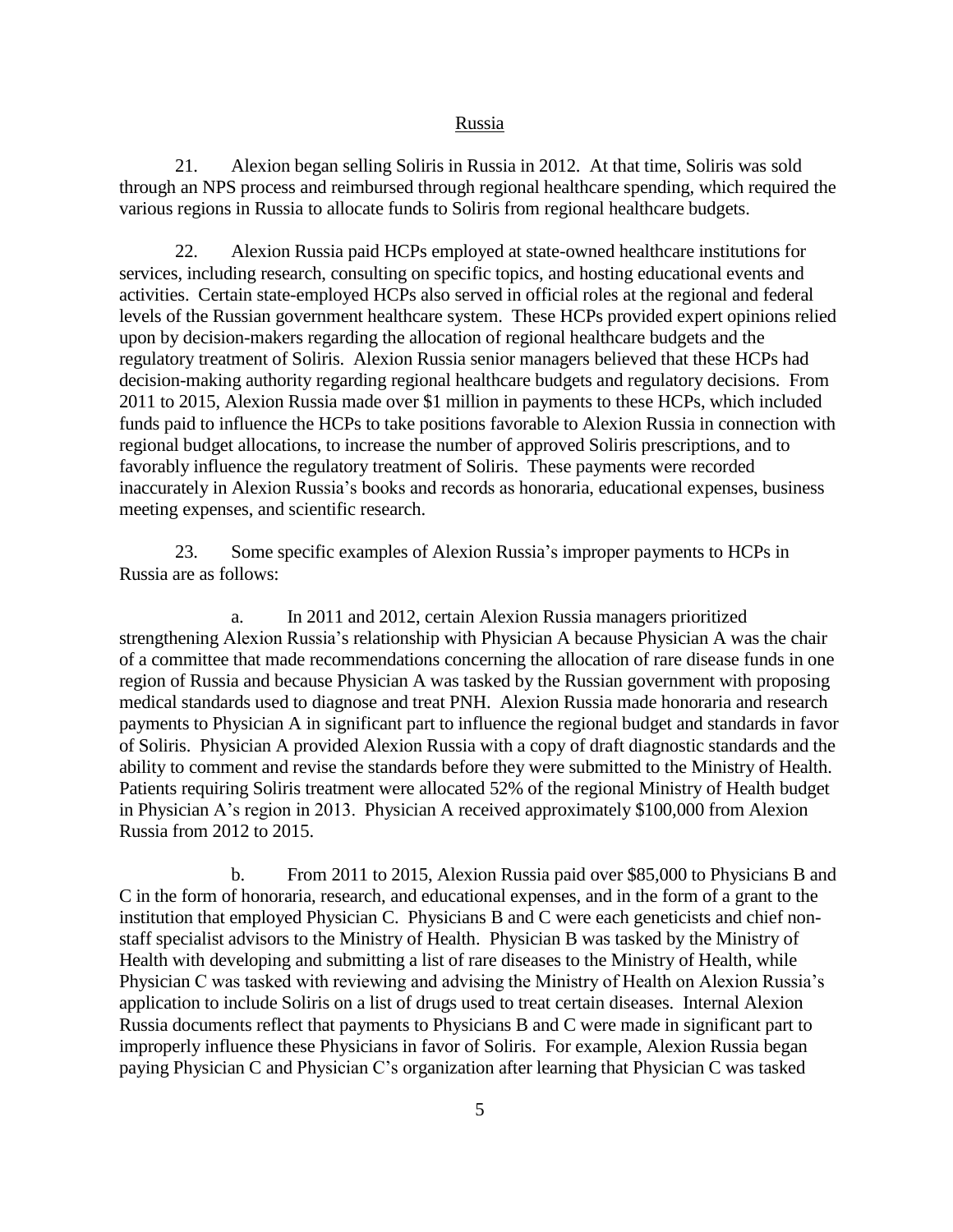## Russia

21. Alexion began selling Soliris in Russia in 2012. At that time, Soliris was sold through an NPS process and reimbursed through regional healthcare spending, which required the various regions in Russia to allocate funds to Soliris from regional healthcare budgets.

22. Alexion Russia paid HCPs employed at state-owned healthcare institutions for services, including research, consulting on specific topics, and hosting educational events and activities. Certain state-employed HCPs also served in official roles at the regional and federal levels of the Russian government healthcare system. These HCPs provided expert opinions relied upon by decision-makers regarding the allocation of regional healthcare budgets and the regulatory treatment of Soliris. Alexion Russia senior managers believed that these HCPs had decision-making authority regarding regional healthcare budgets and regulatory decisions. From 2011 to 2015, Alexion Russia made over \$1 million in payments to these HCPs, which included funds paid to influence the HCPs to take positions favorable to Alexion Russia in connection with regional budget allocations, to increase the number of approved Soliris prescriptions, and to favorably influence the regulatory treatment of Soliris. These payments were recorded inaccurately in Alexion Russia's books and records as honoraria, educational expenses, business meeting expenses, and scientific research.

23. Some specific examples of Alexion Russia's improper payments to HCPs in Russia are as follows:

a. In 2011 and 2012, certain Alexion Russia managers prioritized strengthening Alexion Russia's relationship with Physician A because Physician A was the chair of a committee that made recommendations concerning the allocation of rare disease funds in one region of Russia and because Physician A was tasked by the Russian government with proposing medical standards used to diagnose and treat PNH. Alexion Russia made honoraria and research payments to Physician A in significant part to influence the regional budget and standards in favor of Soliris. Physician A provided Alexion Russia with a copy of draft diagnostic standards and the ability to comment and revise the standards before they were submitted to the Ministry of Health. Patients requiring Soliris treatment were allocated 52% of the regional Ministry of Health budget in Physician A's region in 2013. Physician A received approximately \$100,000 from Alexion Russia from 2012 to 2015.

b. From 2011 to 2015, Alexion Russia paid over \$85,000 to Physicians B and C in the form of honoraria, research, and educational expenses, and in the form of a grant to the institution that employed Physician C. Physicians B and C were each geneticists and chief non-staff specialist advisors to the Ministry of Health. Physician B was tasked by the Ministry of Health with developing and submitting a list of rare diseases to the Ministry of Health, while Physician C was tasked with reviewing and advising the Ministry of Health on Alexion Russia's application to include Soliris on a list of drugs used to treat certain diseases. Internal Alexion Russia documents reflect that payments to Physicians B and C were made in significant part to improperly influence these Physicians in favor of Soliris. For example, Alexion Russia began paying Physician C and Physician C's organization after learning that Physician C was tasked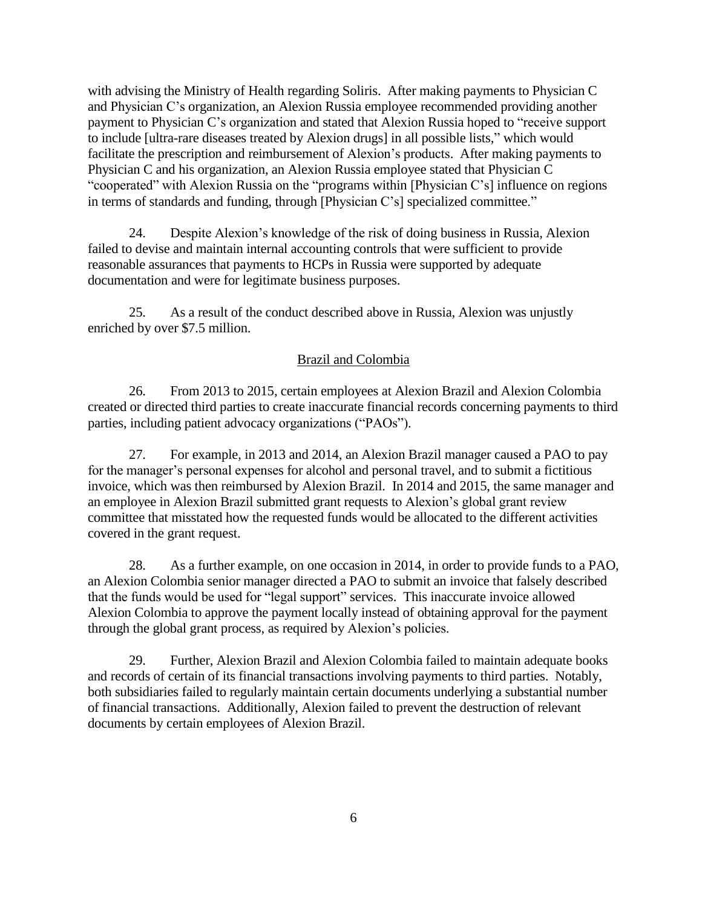with advising the Ministry of Health regarding Soliris. After making payments to Physician C and Physician C's organization, an Alexion Russia employee recommended providing another payment to Physician C's organization and stated that Alexion Russia hoped to "receive support to include [ultra-rare diseases treated by Alexion drugs] in all possible lists," which would facilitate the prescription and reimbursement of Alexion's products. After making payments to Physician C and his organization, an Alexion Russia employee stated that Physician C "cooperated" with Alexion Russia on the "programs within [Physician C's] influence on regions in terms of standards and funding, through [Physician C's] specialized committee."

24. Despite Alexion's knowledge of the risk of doing business in Russia, Alexion failed to devise and maintain internal accounting controls that were sufficient to provide reasonable assurances that payments to HCPs in Russia were supported by adequate documentation and were for legitimate business purposes.

25. As a result of the conduct described above in Russia, Alexion was unjustly enriched by over $7.5 million.

## Brazil and Colombia

26. From 2013 to 2015, certain employees at Alexion Brazil and Alexion Colombia created or directed third parties to create inaccurate financial records concerning payments to third parties, including patient advocacy organizations ("PAOs").

27. For example, in 2013 and 2014, an Alexion Brazil manager caused a PAO to pay for the manager's personal expenses for alcohol and personal travel, and to submit a fictitious invoice, which was then reimbursed by Alexion Brazil. In 2014 and 2015, the same manager and an employee in Alexion Brazil submitted grant requests to Alexion's global grant review committee that misstated how the requested funds would be allocated to the different activities covered in the grant request.

28. As a further example, on one occasion in 2014, in order to provide funds to a PAO, an Alexion Colombia senior manager directed a PAO to submit an invoice that falsely described that the funds would be used for "legal support" services. This inaccurate invoice allowed Alexion Colombia to approve the payment locally instead of obtaining approval for the payment through the global grant process, as required by Alexion's policies.

29. Further, Alexion Brazil and Alexion Colombia failed to maintain adequate books and records of certain of its financial transactions involving payments to third parties. Notably, both subsidiaries failed to regularly maintain certain documents underlying a substantial number of financial transactions. Additionally, Alexion failed to prevent the destruction of relevant documents by certain employees of Alexion Brazil.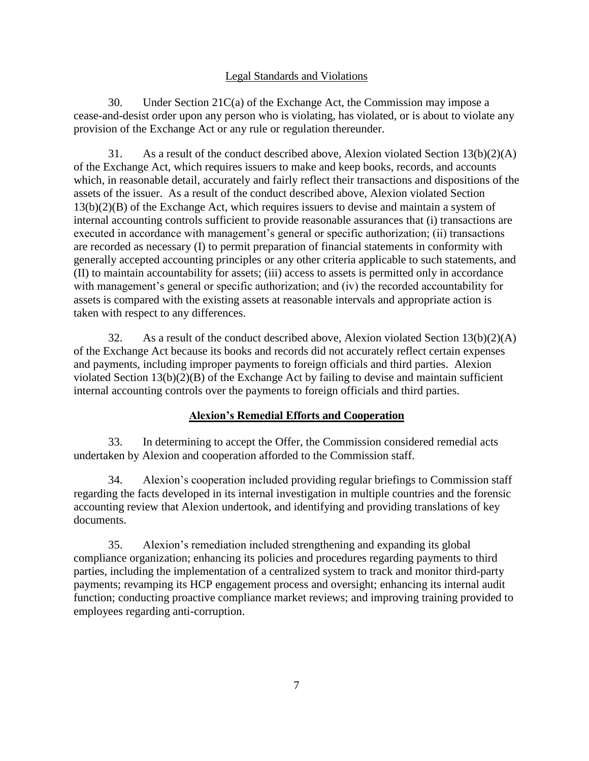## Legal Standards and Violations

30. Under Section 21C(a) of the Exchange Act, the Commission may impose a cease-and-desist order upon any person who is violating, has violated, or is about to violate any provision of the Exchange Act or any rule or regulation thereunder.

31. As a result of the conduct described above, Alexion violated Section 13(b)(2)(A) of the Exchange Act, which requires issuers to make and keep books, records, and accounts which, in reasonable detail, accurately and fairly reflect their transactions and dispositions of the assets of the issuer. As a result of the conduct described above, Alexion violated Section 13(b)(2)(B) of the Exchange Act, which requires issuers to devise and maintain a system of internal accounting controls sufficient to provide reasonable assurances that (i) transactions are executed in accordance with management's general or specific authorization; (ii) transactions are recorded as necessary (I) to permit preparation of financial statements in conformity with generally accepted accounting principles or any other criteria applicable to such statements, and (II) to maintain accountability for assets; (iii) access to assets is permitted only in accordance with management's general or specific authorization; and (iv) the recorded accountability for assets is compared with the existing assets at reasonable intervals and appropriate action is taken with respect to any differences.

32. As a result of the conduct described above, Alexion violated Section 13(b)(2)(A) of the Exchange Act because its books and records did not accurately reflect certain expenses and payments, including improper payments to foreign officials and third parties. Alexion violated Section 13(b)(2)(B) of the Exchange Act by failing to devise and maintain sufficient internal accounting controls over the payments to foreign officials and third parties.

## **Alexion's Remedial Efforts and Cooperation**

33. In determining to accept the Offer, the Commission considered remedial acts undertaken by Alexion and cooperation afforded to the Commission staff.

34. Alexion's cooperation included providing regular briefings to Commission staff regarding the facts developed in its internal investigation in multiple countries and the forensic accounting review that Alexion undertook, and identifying and providing translations of key documents.

35. Alexion's remediation included strengthening and expanding its global compliance organization; enhancing its policies and procedures regarding payments to third parties, including the implementation of a centralized system to track and monitor third-party payments; revamping its HCP engagement process and oversight; enhancing its internal audit function; conducting proactive compliance market reviews; and improving training provided to employees regarding anti-corruption.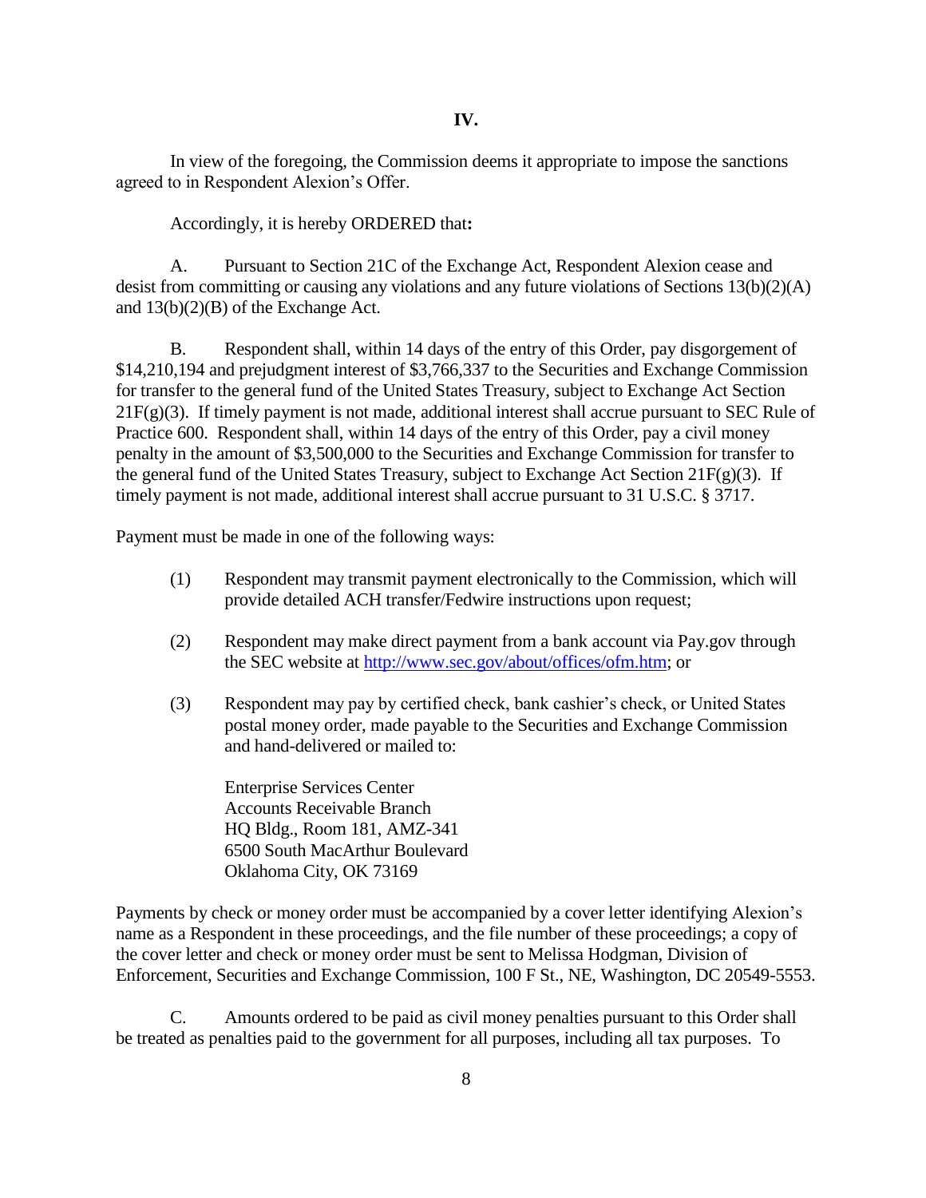## IV.

In view of the foregoing, the Commission deems it appropriate to impose the sanctions agreed to in Respondent Alexion's Offer.

Accordingly, it is hereby ORDERED that**:**

A. Pursuant to Section 21C of the Exchange Act, Respondent Alexion cease and desist from committing or causing any violations and any future violations of Sections 13(b)(2)(A) and 13(b)(2)(B) of the Exchange Act.

B. Respondent shall, within 14 days of the entry of this Order, pay disgorgement of $14,210,194 and prejudgment interest of $3,766,337 to the Securities and Exchange Commission for transfer to the general fund of the United States Treasury, subject to Exchange Act Section 21F(g)(3). If timely payment is not made, additional interest shall accrue pursuant to SEC Rule of Practice 600. Respondent shall, within 14 days of the entry of this Order, pay a civil money penalty in the amount of $3,500,000 to the Securities and Exchange Commission for transfer to the general fund of the United States Treasury, subject to Exchange Act Section 21F(g)(3). If timely payment is not made, additional interest shall accrue pursuant to 31 U.S.C. § 3717.

Payment must be made in one of the following ways:

(1) Respondent may transmit payment electronically to the Commission, which will provide detailed ACH transfer/Fedwire instructions upon request;

(2) Respondent may make direct payment from a bank account via Pay.gov through the SEC website at http://www.sec.gov/about/offices/ofm.htm; or

(3) Respondent may pay by certified check, bank cashier's check, or United States postal money order, made payable to the Securities and Exchange Commission and hand-delivered or mailed to:

Enterprise Services Center
Accounts Receivable Branch
HQ Bldg., Room 181, AMZ-341
6500 South MacArthur Boulevard
Oklahoma City, OK 73169

Payments by check or money order must be accompanied by a cover letter identifying Alexion's name as a Respondent in these proceedings, and the file number of these proceedings; a copy of the cover letter and check or money order must be sent to Melissa Hodgman, Division of Enforcement, Securities and Exchange Commission, 100 F St., NE, Washington, DC 20549-5553.

C. Amounts ordered to be paid as civil money penalties pursuant to this Order shall be treated as penalties paid to the government for all purposes, including all tax purposes. To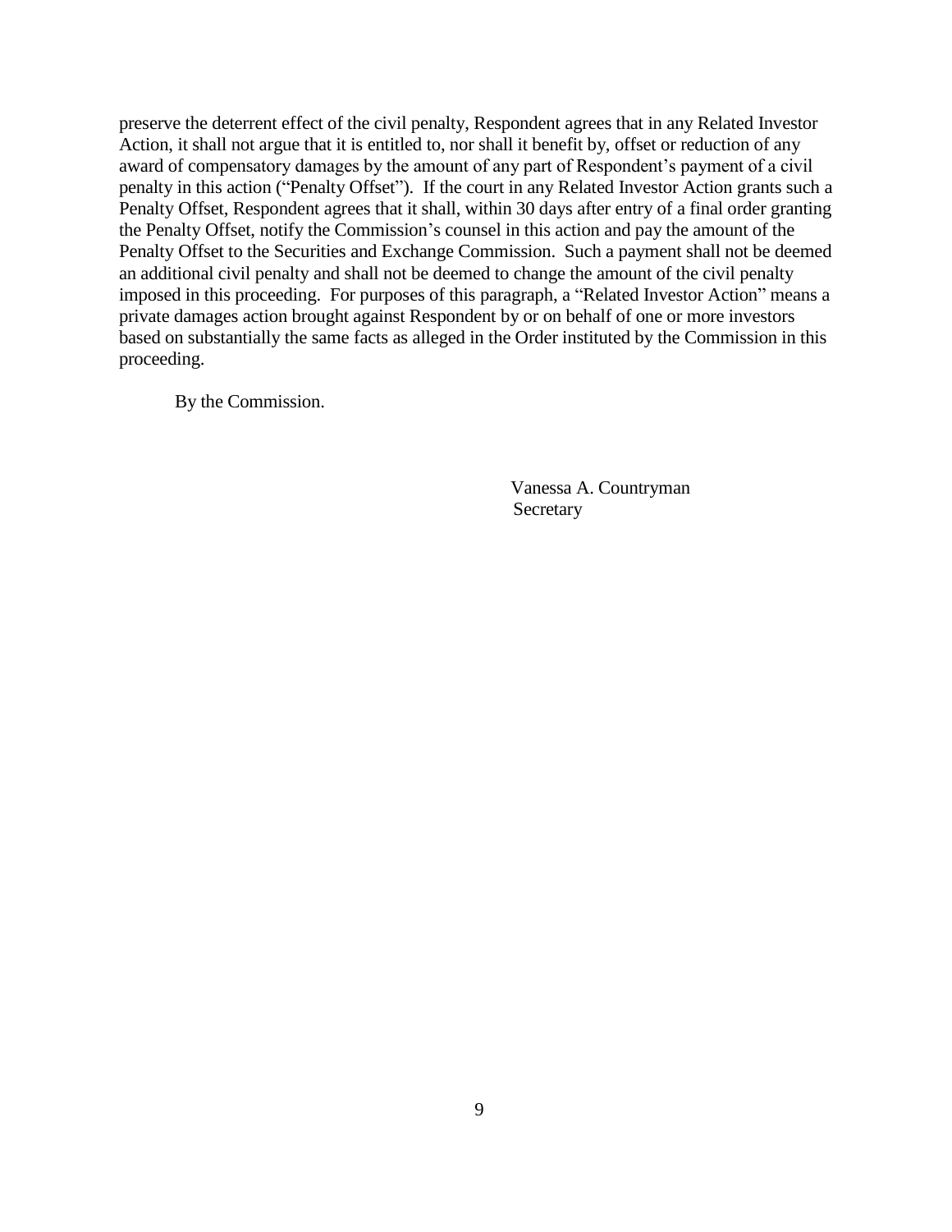preserve the deterrent effect of the civil penalty, Respondent agrees that in any Related Investor Action, it shall not argue that it is entitled to, nor shall it benefit by, offset or reduction of any award of compensatory damages by the amount of any part of Respondent's payment of a civil penalty in this action ("Penalty Offset"). If the court in any Related Investor Action grants such a Penalty Offset, Respondent agrees that it shall, within 30 days after entry of a final order granting the Penalty Offset, notify the Commission's counsel in this action and pay the amount of the Penalty Offset to the Securities and Exchange Commission. Such a payment shall not be deemed an additional civil penalty and shall not be deemed to change the amount of the civil penalty imposed in this proceeding. For purposes of this paragraph, a "Related Investor Action" means a private damages action brought against Respondent by or on behalf of one or more investors based on substantially the same facts as alleged in the Order instituted by the Commission in this proceeding.

By the Commission.

Vanessa A. Countryman
Secretary